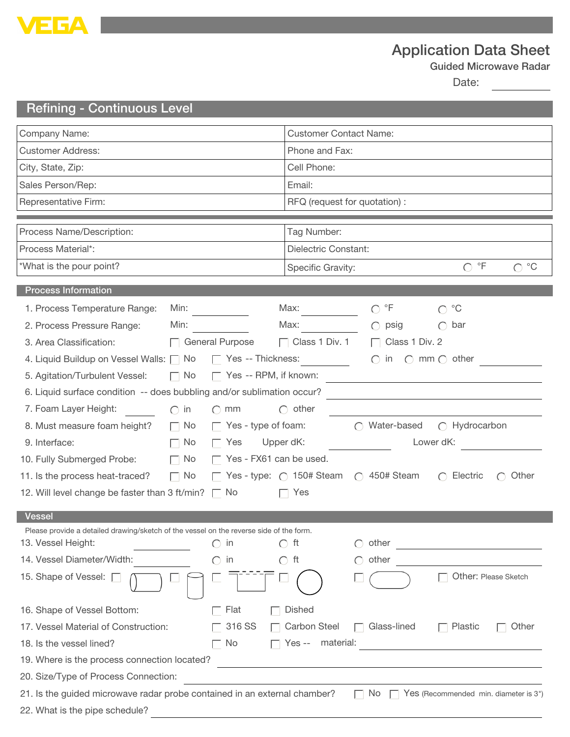VEGA

# Application Data Sheet

### Guided Microwave Radar

Date: ____________

## Refining - Continuous Level

| Company Name: | Customer Contact Name: |
|---|---|
| Customer Address: | Phone and Fax: |
| City, State, Zip: | Cell Phone: |
| Sales Person/Rep: | Email: |
| Representative Firm: | RFQ (request for quotation) : |

| Process Name/Description: | Tag Number: |
|---|---|
| Process Material*: | Dielectric Constant: |
| *What is the pour point? | Specific Gravity: ○ °F ○ °C |

### Process Information

1. Process Temperature Range: Min: ________ Max: ________ ○ °F ○ °C
2. Process Pressure Range: Min: ________ Max: ________ ○ psig ○ bar
3. Area Classification: ☐ General Purpose ☐ Class 1 Div. 1 ☐ Class 1 Div. 2
4. Liquid Buildup on Vessel Walls: ☐ No ☐ Yes -- Thickness: ________ ○ in ○ mm ○ other ________
5. Agitation/Turbulent Vessel: ☐ No ☐ Yes -- RPM, if known: ________
6. Liquid surface condition -- does bubbling and/or sublimation occur? ________
7. Foam Layer Height: ________ ○ in ○ mm ○ other ________
8. Must measure foam height? ☐ No ☐ Yes - type of foam: ○ Water-based ○ Hydrocarbon
9. Interface: ☐ No ☐ Yes Upper dK: ________ Lower dK: ________
10. Fully Submerged Probe: ☐ No ☐ Yes - FX61 can be used.
11. Is the process heat-traced? ☐ No ☐ Yes - type: ○ 150# Steam ○ 450# Steam ○ Electric ○ Other
12. Will level change be faster than 3 ft/min? ☐ No ☐ Yes

### Vessel

Please provide a detailed drawing/sketch of the vessel on the reverse side of the form.

13. Vessel Height: ________ ○ in ○ ft ○ other ________
14. Vessel Diameter/Width: ________ ○ in ○ ft ○ other ________
15. Shape of Vessel: ☐ ☐ ☐ ☐ ☐ ☐ Other: Please Sketch
16. Shape of Vessel Bottom: ☐ Flat ☐ Dished
17. Vessel Material of Construction: ☐ 316 SS ☐ Carbon Steel ☐ Glass-lined ☐ Plastic ☐ Other
18. Is the vessel lined? ☐ No ☐ Yes -- material: ________
19. Where is the process connection located? ________
20. Size/Type of Process Connection: ________
21. Is the guided microwave radar probe contained in an external chamber? ☐ No ☐ Yes (Recommended min. diameter is 3")
22. What is the pipe schedule? ________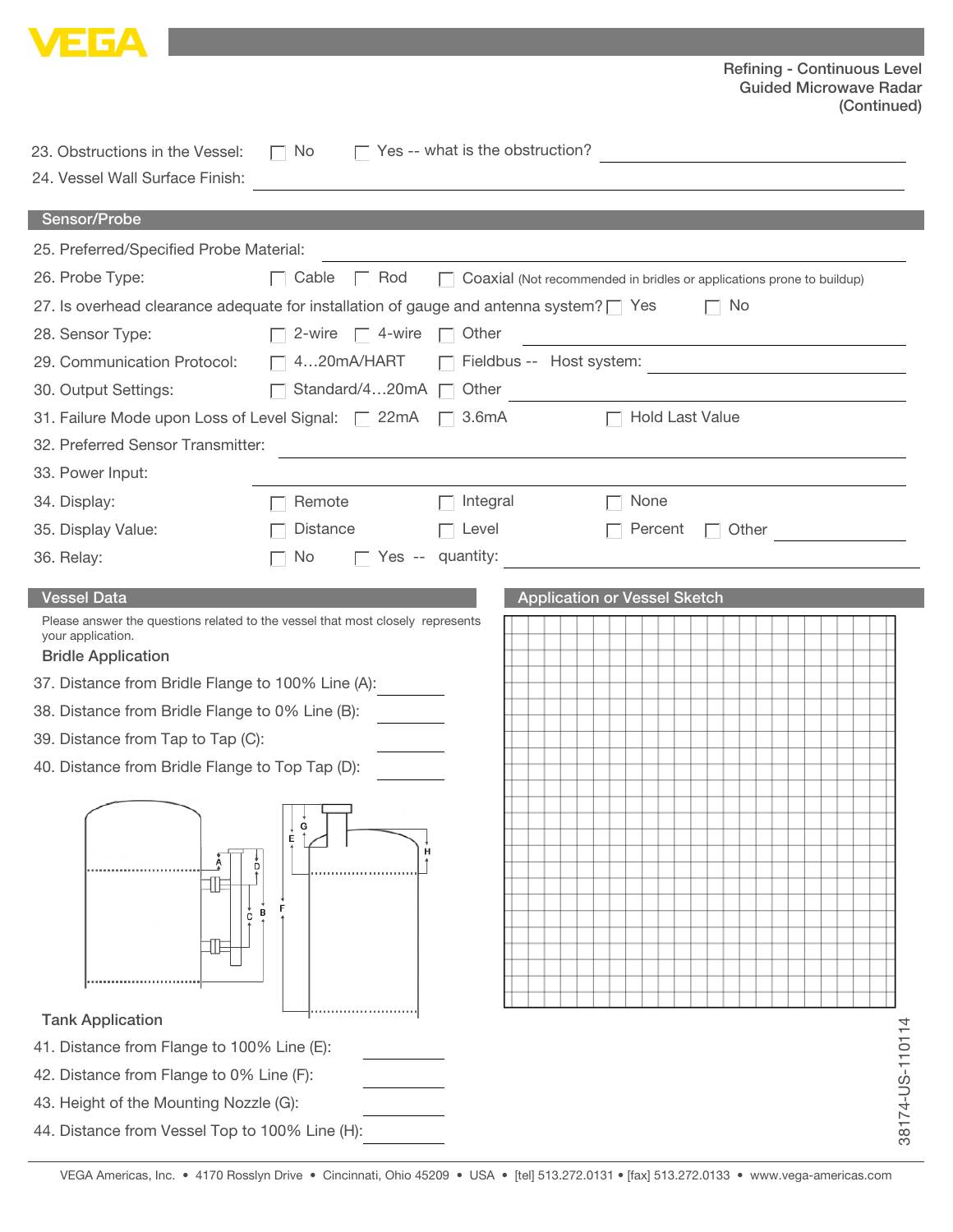Refining - Continuous Level
Guided Microwave Radar
(Continued)

23. Obstructions in the Vessel: ☐ No ☐ Yes -- what is the obstruction? ______________________

24. Vessel Wall Surface Finish: ______________________

## Sensor/Probe

25. Preferred/Specified Probe Material: ______________________

26. Probe Type: ☐ Cable ☐ Rod ☐ Coaxial (Not recommended in bridles or applications prone to buildup)

27. Is overhead clearance adequate for installation of gauge and antenna system? ☐ Yes ☐ No

28. Sensor Type: ☐ 2-wire ☐ 4-wire ☐ Other ______________________

29. Communication Protocol: ☐ 4…20mA/HART ☐ Fieldbus -- Host system: ______________________

30. Output Settings: ☐ Standard/4…20mA ☐ Other ______________________

31. Failure Mode upon Loss of Level Signal: ☐ 22mA ☐ 3.6mA ☐ Hold Last Value

32. Preferred Sensor Transmitter: ______________________

33. Power Input: ______________________

34. Display: ☐ Remote ☐ Integral ☐ None

35. Display Value: ☐ Distance ☐ Level ☐ Percent ☐ Other ______________________

36. Relay: ☐ No ☐ Yes -- quantity: ______________________

## Vessel Data

Please answer the questions related to the vessel that most closely represents your application.

### Bridle Application

37. Distance from Bridle Flange to 100% Line (A): __________

38. Distance from Bridle Flange to 0% Line (B): __________

39. Distance from Tap to Tap (C): __________

40. Distance from Bridle Flange to Top Tap (D): __________

A D C B G E H F

### Tank Application

41. Distance from Flange to 100% Line (E): __________

42. Distance from Flange to 0% Line (F): __________

43. Height of the Mounting Nozzle (G): __________

44. Distance from Vessel Top to 100% Line (H): __________

## Application or Vessel Sketch

38174-US-110114

VEGA Americas, Inc. • 4170 Rosslyn Drive • Cincinnati, Ohio 45209 • USA • [tel] 513.272.0131 • [fax] 513.272.0133 • www.vega-americas.com